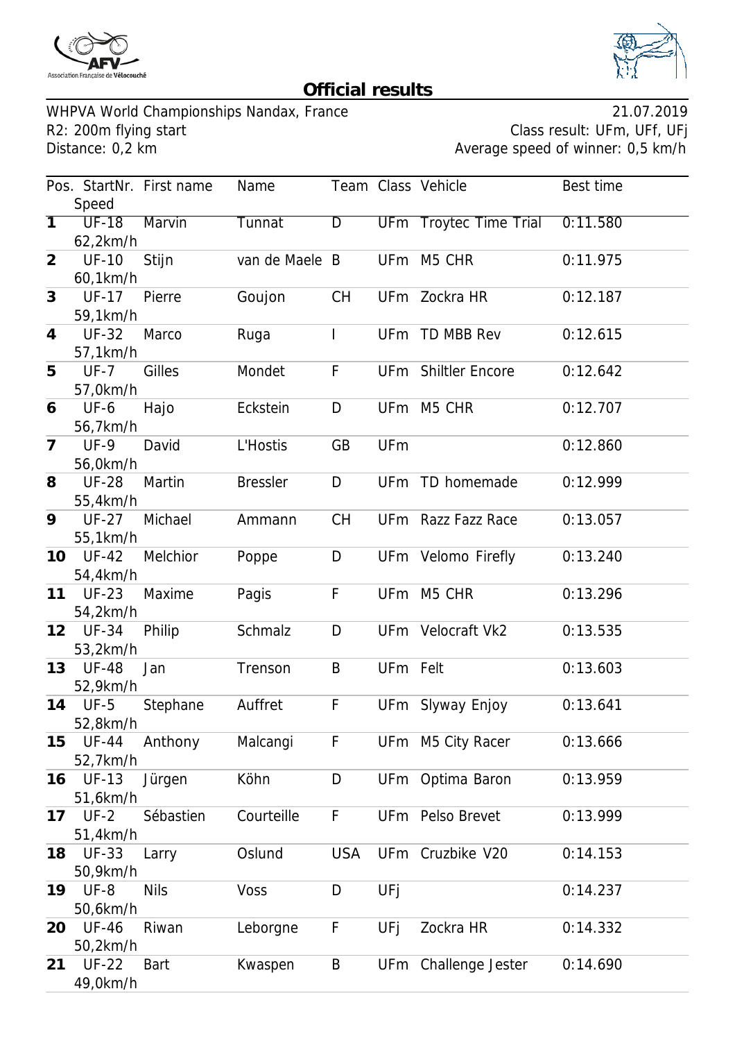# Official results

WHPVA World Championships Nandax, France — 21.07.2019

R2: 200m flying start — Class result: UFm, UFf, UFj

Distance: 0,2 km — Average speed of winner: 0,5 km/h

| Pos. | StartNr. | First name | Name | Team | Class | Vehicle | Best time | Speed |
|---|---|---|---|---|---|---|---|---|
| **1** | UF-18 | Marvin | Tunnat | D | UFm | Troytec Time Trial | 0:11.580 | 62,2km/h |
| **2** | UF-10 | Stijn | van de Maele | B | UFm | M5 CHR | 0:11.975 | 60,1km/h |
| **3** | UF-17 | Pierre | Goujon | CH | UFm | Zockra HR | 0:12.187 | 59,1km/h |
| **4** | UF-32 | Marco | Ruga | I | UFm | TD MBB Rev | 0:12.615 | 57,1km/h |
| **5** | UF-7 | Gilles | Mondet | F | UFm | Shiltler Encore | 0:12.642 | 57,0km/h |
| **6** | UF-6 | Hajo | Eckstein | D | UFm | M5 CHR | 0:12.707 | 56,7km/h |
| **7** | UF-9 | David | L'Hostis | GB | UFm | | 0:12.860 | 56,0km/h |
| **8** | UF-28 | Martin | Bressler | D | UFm | TD homemade | 0:12.999 | 55,4km/h |
| **9** | UF-27 | Michael | Ammann | CH | UFm | Razz Fazz Race | 0:13.057 | 55,1km/h |
| **10** | UF-42 | Melchior | Poppe | D | UFm | Velomo Firefly | 0:13.240 | 54,4km/h |
| **11** | UF-23 | Maxime | Pagis | F | UFm | M5 CHR | 0:13.296 | 54,2km/h |
| **12** | UF-34 | Philip | Schmalz | D | UFm | Velocraft Vk2 | 0:13.535 | 53,2km/h |
| **13** | UF-48 | Jan | Trenson | B | UFm | Felt | 0:13.603 | 52,9km/h |
| **14** | UF-5 | Stephane | Auffret | F | UFm | Slyway Enjoy | 0:13.641 | 52,8km/h |
| **15** | UF-44 | Anthony | Malcangi | F | UFm | M5 City Racer | 0:13.666 | 52,7km/h |
| **16** | UF-13 | Jürgen | Köhn | D | UFm | Optima Baron | 0:13.959 | 51,6km/h |
| **17** | UF-2 | Sébastien | Courteille | F | UFm | Pelso Brevet | 0:13.999 | 51,4km/h |
| **18** | UF-33 | Larry | Oslund | USA | UFm | Cruzbike V20 | 0:14.153 | 50,9km/h |
| **19** | UF-8 | Nils | Voss | D | UFj | | 0:14.237 | 50,6km/h |
| **20** | UF-46 | Riwan | Leborgne | F | UFj | Zockra HR | 0:14.332 | 50,2km/h |
| **21** | UF-22 | Bart | Kwaspen | B | UFm | Challenge Jester | 0:14.690 | 49,0km/h |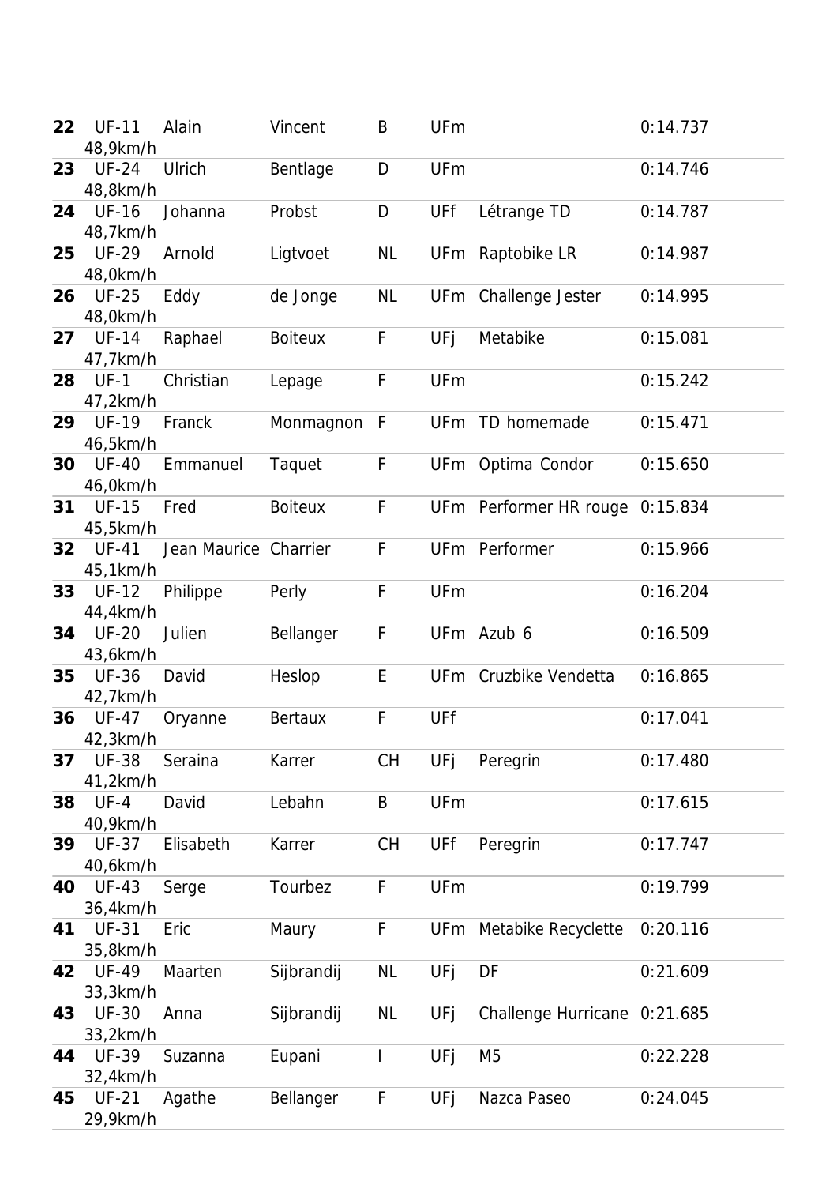| | | | | | | | |
|---|---|---|---|---|---|---|---|
| **22** | UF-11 48,9km/h | Alain | Vincent | B | UFm | | 0:14.737 |
| **23** | UF-24 48,8km/h | Ulrich | Bentlage | D | UFm | | 0:14.746 |
| **24** | UF-16 48,7km/h | Johanna | Probst | D | UFf | Létrange TD | 0:14.787 |
| **25** | UF-29 48,0km/h | Arnold | Ligtvoet | NL | UFm | Raptobike LR | 0:14.987 |
| **26** | UF-25 48,0km/h | Eddy | de Jonge | NL | UFm | Challenge Jester | 0:14.995 |
| **27** | UF-14 47,7km/h | Raphael | Boiteux | F | UFj | Metabike | 0:15.081 |
| **28** | UF-1 47,2km/h | Christian | Lepage | F | UFm | | 0:15.242 |
| **29** | UF-19 46,5km/h | Franck | Monmagnon | F | UFm | TD homemade | 0:15.471 |
| **30** | UF-40 46,0km/h | Emmanuel | Taquet | F | UFm | Optima Condor | 0:15.650 |
| **31** | UF-15 45,5km/h | Fred | Boiteux | F | UFm | Performer HR rouge | 0:15.834 |
| **32** | UF-41 45,1km/h | Jean Maurice | Charrier | F | UFm | Performer | 0:15.966 |
| **33** | UF-12 44,4km/h | Philippe | Perly | F | UFm | | 0:16.204 |
| **34** | UF-20 43,6km/h | Julien | Bellanger | F | UFm | Azub 6 | 0:16.509 |
| **35** | UF-36 42,7km/h | David | Heslop | E | UFm | Cruzbike Vendetta | 0:16.865 |
| **36** | UF-47 42,3km/h | Oryanne | Bertaux | F | UFf | | 0:17.041 |
| **37** | UF-38 41,2km/h | Seraina | Karrer | CH | UFj | Peregrin | 0:17.480 |
| **38** | UF-4 40,9km/h | David | Lebahn | B | UFm | | 0:17.615 |
| **39** | UF-37 40,6km/h | Elisabeth | Karrer | CH | UFf | Peregrin | 0:17.747 |
| **40** | UF-43 36,4km/h | Serge | Tourbez | F | UFm | | 0:19.799 |
| **41** | UF-31 35,8km/h | Eric | Maury | F | UFm | Metabike Recyclette | 0:20.116 |
| **42** | UF-49 33,3km/h | Maarten | Sijbrandij | NL | UFj | DF | 0:21.609 |
| **43** | UF-30 33,2km/h | Anna | Sijbrandij | NL | UFj | Challenge Hurricane | 0:21.685 |
| **44** | UF-39 32,4km/h | Suzanna | Eupani | I | UFj | M5 | 0:22.228 |
| **45** | UF-21 29,9km/h | Agathe | Bellanger | F | UFj | Nazca Paseo | 0:24.045 |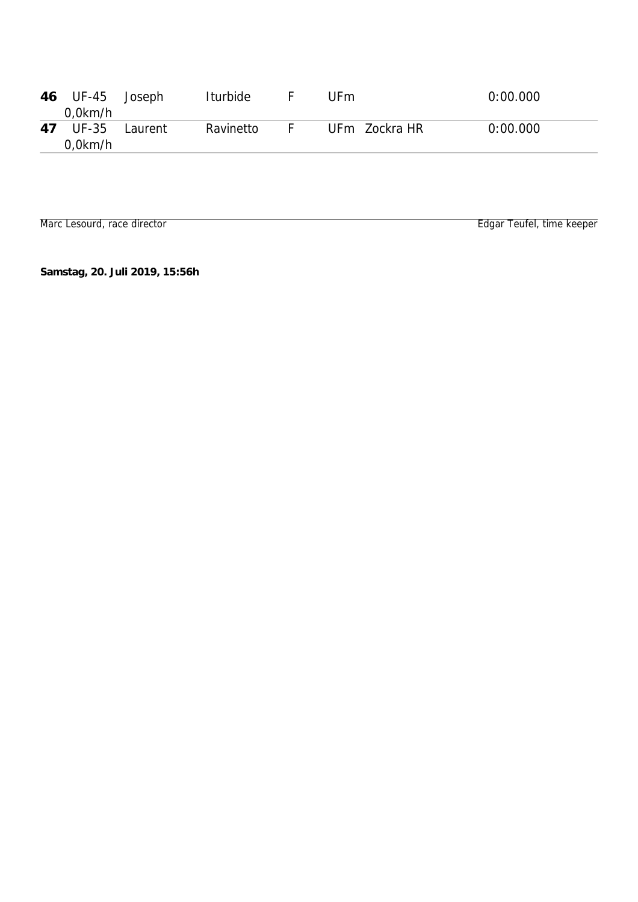| | | | | | | | |
|---|---|---|---|---|---|---|---|
| **46** | UF-45 0,0km/h | Joseph | Iturbide | F | UFm | | 0:00.000 |
| **47** | UF-35 0,0km/h | Laurent | Ravinetto | F | UFm | Zockra HR | 0:00.000 |

Marc Lesourd, race director

Edgar Teufel, time keeper

**Samstag, 20. Juli 2019, 15:56h**